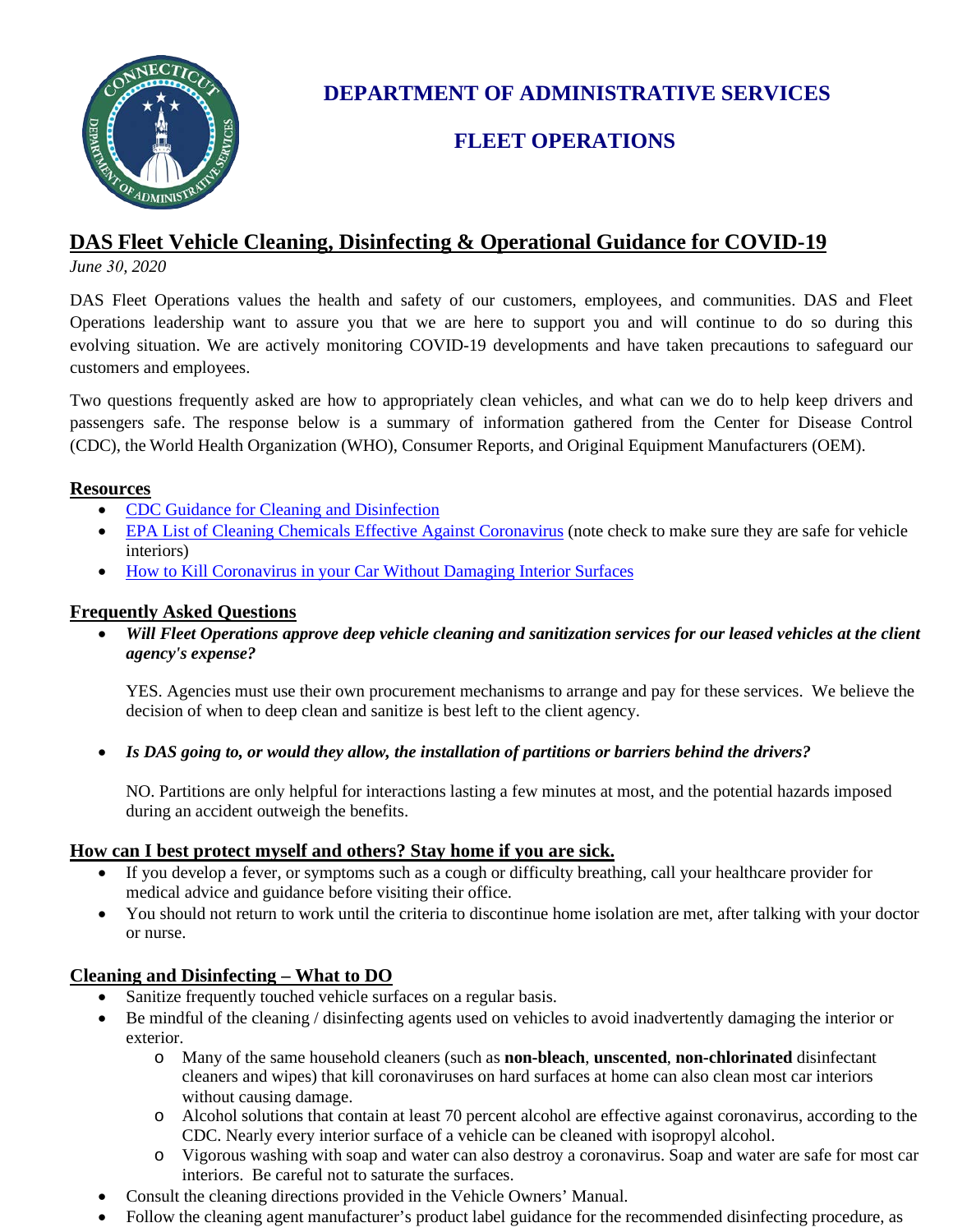# DEPARTMENT OF ADMINISTRATIVE SERVICES

# FLEET OPERATIONS

## DAS Fleet Vehicle Cleaning, Disinfecting & Operational Guidance for COVID-19

*June 30, 2020*

DAS Fleet Operations values the health and safety of our customers, employees, and communities. DAS and Fleet Operations leadership want to assure you that we are here to support you and will continue to do so during this evolving situation. We are actively monitoring COVID-19 developments and have taken precautions to safeguard our customers and employees.

Two questions frequently asked are how to appropriately clean vehicles, and what can we do to help keep drivers and passengers safe. The response below is a summary of information gathered from the Center for Disease Control (CDC), the World Health Organization (WHO), Consumer Reports, and Original Equipment Manufacturers (OEM).

### Resources

- CDC Guidance for Cleaning and Disinfection
- EPA List of Cleaning Chemicals Effective Against Coronavirus (note check to make sure they are safe for vehicle interiors)
- How to Kill Coronavirus in your Car Without Damaging Interior Surfaces

### Frequently Asked Questions

- ***Will Fleet Operations approve deep vehicle cleaning and sanitization services for our leased vehicles at the client agency's expense?***

  YES. Agencies must use their own procurement mechanisms to arrange and pay for these services. We believe the decision of when to deep clean and sanitize is best left to the client agency.

- ***Is DAS going to, or would they allow, the installation of partitions or barriers behind the drivers?***

  NO. Partitions are only helpful for interactions lasting a few minutes at most, and the potential hazards imposed during an accident outweigh the benefits.

### How can I best protect myself and others? Stay home if you are sick.

- If you develop a fever, or symptoms such as a cough or difficulty breathing, call your healthcare provider for medical advice and guidance before visiting their office.
- You should not return to work until the criteria to discontinue home isolation are met, after talking with your doctor or nurse.

### Cleaning and Disinfecting – What to DO

- Sanitize frequently touched vehicle surfaces on a regular basis.
- Be mindful of the cleaning / disinfecting agents used on vehicles to avoid inadvertently damaging the interior or exterior.
  - Many of the same household cleaners (such as **non-bleach**, **unscented**, **non-chlorinated** disinfectant cleaners and wipes) that kill coronaviruses on hard surfaces at home can also clean most car interiors without causing damage.
  - Alcohol solutions that contain at least 70 percent alcohol are effective against coronavirus, according to the CDC. Nearly every interior surface of a vehicle can be cleaned with isopropyl alcohol.
  - Vigorous washing with soap and water can also destroy a coronavirus. Soap and water are safe for most car interiors. Be careful not to saturate the surfaces.
- Consult the cleaning directions provided in the Vehicle Owners' Manual.
- Follow the cleaning agent manufacturer's product label guidance for the recommended disinfecting procedure, as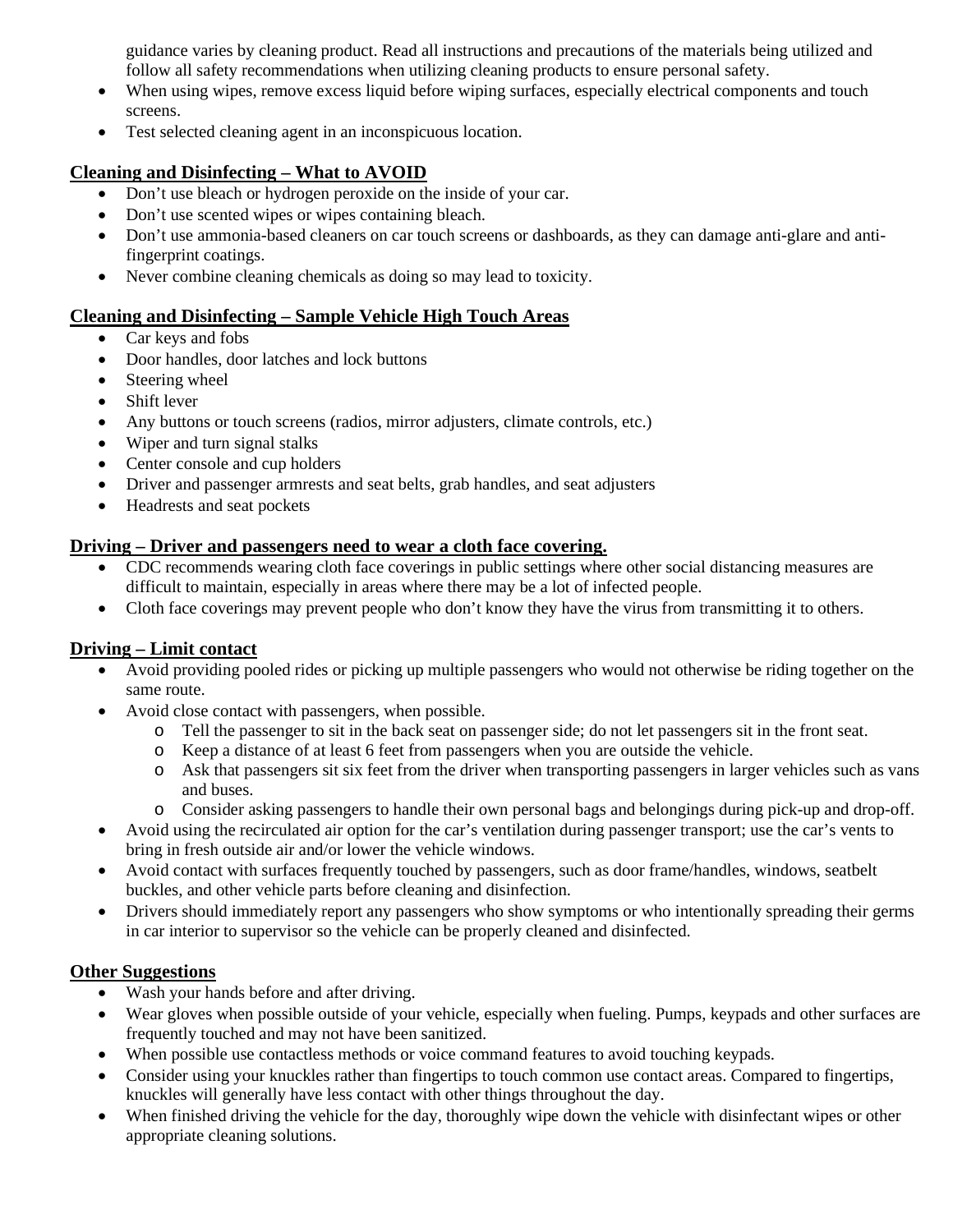guidance varies by cleaning product. Read all instructions and precautions of the materials being utilized and follow all safety recommendations when utilizing cleaning products to ensure personal safety.

- When using wipes, remove excess liquid before wiping surfaces, especially electrical components and touch screens.
- Test selected cleaning agent in an inconspicuous location.

## Cleaning and Disinfecting – What to AVOID

- Don't use bleach or hydrogen peroxide on the inside of your car.
- Don't use scented wipes or wipes containing bleach.
- Don't use ammonia-based cleaners on car touch screens or dashboards, as they can damage anti-glare and anti-fingerprint coatings.
- Never combine cleaning chemicals as doing so may lead to toxicity.

## Cleaning and Disinfecting – Sample Vehicle High Touch Areas

- Car keys and fobs
- Door handles, door latches and lock buttons
- Steering wheel
- Shift lever
- Any buttons or touch screens (radios, mirror adjusters, climate controls, etc.)
- Wiper and turn signal stalks
- Center console and cup holders
- Driver and passenger armrests and seat belts, grab handles, and seat adjusters
- Headrests and seat pockets

## Driving – Driver and passengers need to wear a cloth face covering.

- CDC recommends wearing cloth face coverings in public settings where other social distancing measures are difficult to maintain, especially in areas where there may be a lot of infected people.
- Cloth face coverings may prevent people who don't know they have the virus from transmitting it to others.

## Driving – Limit contact

- Avoid providing pooled rides or picking up multiple passengers who would not otherwise be riding together on the same route.
- Avoid close contact with passengers, when possible.
    - Tell the passenger to sit in the back seat on passenger side; do not let passengers sit in the front seat.
    - Keep a distance of at least 6 feet from passengers when you are outside the vehicle.
    - Ask that passengers sit six feet from the driver when transporting passengers in larger vehicles such as vans and buses.
    - Consider asking passengers to handle their own personal bags and belongings during pick-up and drop-off.
- Avoid using the recirculated air option for the car's ventilation during passenger transport; use the car's vents to bring in fresh outside air and/or lower the vehicle windows.
- Avoid contact with surfaces frequently touched by passengers, such as door frame/handles, windows, seatbelt buckles, and other vehicle parts before cleaning and disinfection.
- Drivers should immediately report any passengers who show symptoms or who intentionally spreading their germs in car interior to supervisor so the vehicle can be properly cleaned and disinfected.

## Other Suggestions

- Wash your hands before and after driving.
- Wear gloves when possible outside of your vehicle, especially when fueling. Pumps, keypads and other surfaces are frequently touched and may not have been sanitized.
- When possible use contactless methods or voice command features to avoid touching keypads.
- Consider using your knuckles rather than fingertips to touch common use contact areas. Compared to fingertips, knuckles will generally have less contact with other things throughout the day.
- When finished driving the vehicle for the day, thoroughly wipe down the vehicle with disinfectant wipes or other appropriate cleaning solutions.